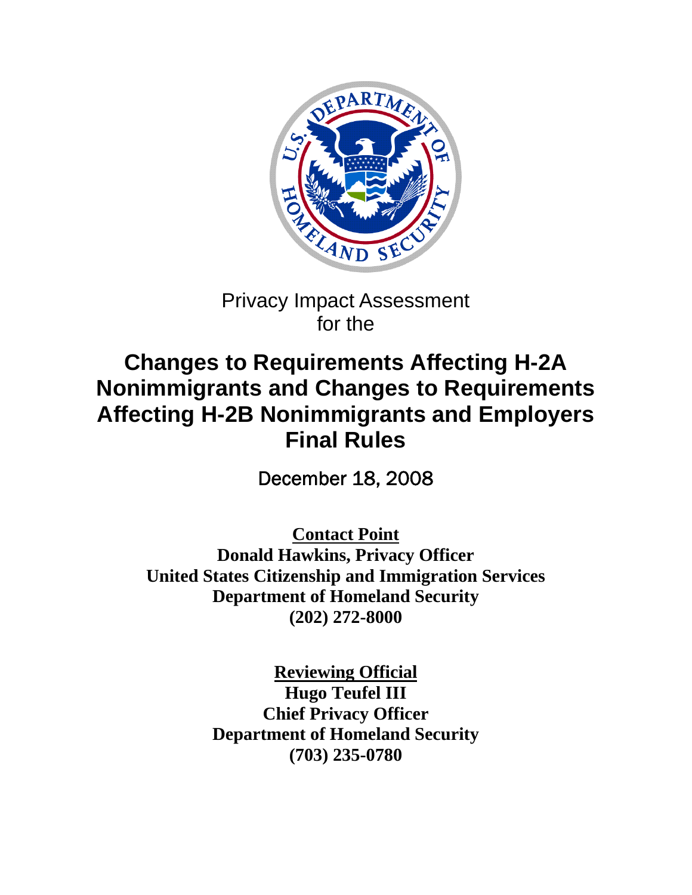Privacy Impact Assessment
for the

# Changes to Requirements Affecting H-2A Nonimmigrants and Changes to Requirements Affecting H-2B Nonimmigrants and Employers Final Rules

December 18, 2008

**Contact Point**
**Donald Hawkins, Privacy Officer**
**United States Citizenship and Immigration Services**
**Department of Homeland Security**
**(202) 272-8000**

**Reviewing Official**
**Hugo Teufel III**
**Chief Privacy Officer**
**Department of Homeland Security**
**(703) 235-0780**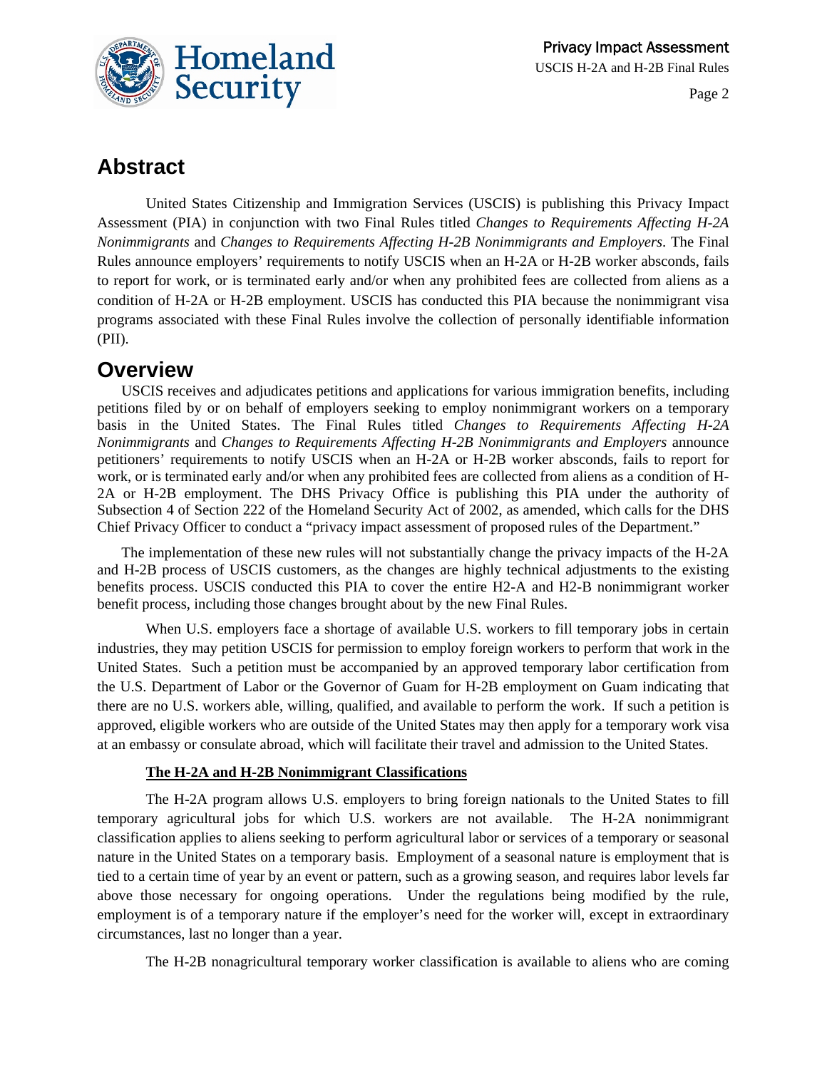## Abstract

United States Citizenship and Immigration Services (USCIS) is publishing this Privacy Impact Assessment (PIA) in conjunction with two Final Rules titled *Changes to Requirements Affecting H-2A Nonimmigrants* and *Changes to Requirements Affecting H-2B Nonimmigrants and Employers*. The Final Rules announce employers' requirements to notify USCIS when an H-2A or H-2B worker absconds, fails to report for work, or is terminated early and/or when any prohibited fees are collected from aliens as a condition of H-2A or H-2B employment. USCIS has conducted this PIA because the nonimmigrant visa programs associated with these Final Rules involve the collection of personally identifiable information (PII).

## Overview

USCIS receives and adjudicates petitions and applications for various immigration benefits, including petitions filed by or on behalf of employers seeking to employ nonimmigrant workers on a temporary basis in the United States. The Final Rules titled *Changes to Requirements Affecting H-2A Nonimmigrants* and *Changes to Requirements Affecting H-2B Nonimmigrants and Employers* announce petitioners' requirements to notify USCIS when an H-2A or H-2B worker absconds, fails to report for work, or is terminated early and/or when any prohibited fees are collected from aliens as a condition of H-2A or H-2B employment. The DHS Privacy Office is publishing this PIA under the authority of Subsection 4 of Section 222 of the Homeland Security Act of 2002, as amended, which calls for the DHS Chief Privacy Officer to conduct a "privacy impact assessment of proposed rules of the Department."

The implementation of these new rules will not substantially change the privacy impacts of the H-2A and H-2B process of USCIS customers, as the changes are highly technical adjustments to the existing benefits process. USCIS conducted this PIA to cover the entire H2-A and H2-B nonimmigrant worker benefit process, including those changes brought about by the new Final Rules.

When U.S. employers face a shortage of available U.S. workers to fill temporary jobs in certain industries, they may petition USCIS for permission to employ foreign workers to perform that work in the United States. Such a petition must be accompanied by an approved temporary labor certification from the U.S. Department of Labor or the Governor of Guam for H-2B employment on Guam indicating that there are no U.S. workers able, willing, qualified, and available to perform the work. If such a petition is approved, eligible workers who are outside of the United States may then apply for a temporary work visa at an embassy or consulate abroad, which will facilitate their travel and admission to the United States.

**The H-2A and H-2B Nonimmigrant Classifications**

The H-2A program allows U.S. employers to bring foreign nationals to the United States to fill temporary agricultural jobs for which U.S. workers are not available. The H-2A nonimmigrant classification applies to aliens seeking to perform agricultural labor or services of a temporary or seasonal nature in the United States on a temporary basis. Employment of a seasonal nature is employment that is tied to a certain time of year by an event or pattern, such as a growing season, and requires labor levels far above those necessary for ongoing operations. Under the regulations being modified by the rule, employment is of a temporary nature if the employer's need for the worker will, except in extraordinary circumstances, last no longer than a year.

The H-2B nonagricultural temporary worker classification is available to aliens who are coming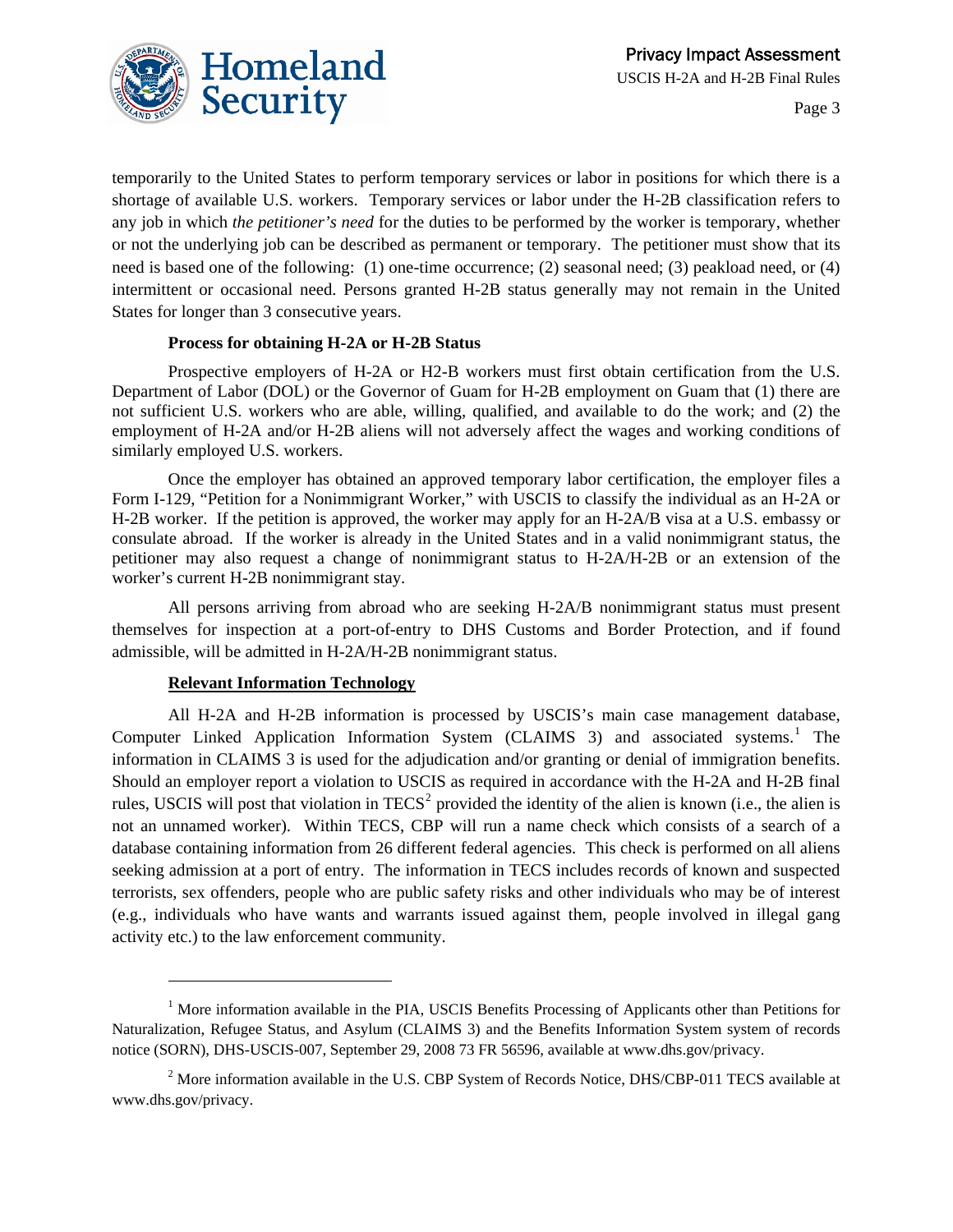temporarily to the United States to perform temporary services or labor in positions for which there is a shortage of available U.S. workers. Temporary services or labor under the H-2B classification refers to any job in which *the petitioner's need* for the duties to be performed by the worker is temporary, whether or not the underlying job can be described as permanent or temporary. The petitioner must show that its need is based one of the following: (1) one-time occurrence; (2) seasonal need; (3) peakload need, or (4) intermittent or occasional need. Persons granted H-2B status generally may not remain in the United States for longer than 3 consecutive years.

**Process for obtaining H-2A or H-2B Status**

Prospective employers of H-2A or H2-B workers must first obtain certification from the U.S. Department of Labor (DOL) or the Governor of Guam for H-2B employment on Guam that (1) there are not sufficient U.S. workers who are able, willing, qualified, and available to do the work; and (2) the employment of H-2A and/or H-2B aliens will not adversely affect the wages and working conditions of similarly employed U.S. workers.

Once the employer has obtained an approved temporary labor certification, the employer files a Form I-129, "Petition for a Nonimmigrant Worker," with USCIS to classify the individual as an H-2A or H-2B worker. If the petition is approved, the worker may apply for an H-2A/B visa at a U.S. embassy or consulate abroad. If the worker is already in the United States and in a valid nonimmigrant status, the petitioner may also request a change of nonimmigrant status to H-2A/H-2B or an extension of the worker's current H-2B nonimmigrant stay.

All persons arriving from abroad who are seeking H-2A/B nonimmigrant status must present themselves for inspection at a port-of-entry to DHS Customs and Border Protection, and if found admissible, will be admitted in H-2A/H-2B nonimmigrant status.

**Relevant Information Technology**

All H-2A and H-2B information is processed by USCIS's main case management database, Computer Linked Application Information System (CLAIMS 3) and associated systems.[1] The information in CLAIMS 3 is used for the adjudication and/or granting or denial of immigration benefits. Should an employer report a violation to USCIS as required in accordance with the H-2A and H-2B final rules, USCIS will post that violation in TECS[2] provided the identity of the alien is known (i.e., the alien is not an unnamed worker). Within TECS, CBP will run a name check which consists of a search of a database containing information from 26 different federal agencies. This check is performed on all aliens seeking admission at a port of entry. The information in TECS includes records of known and suspected terrorists, sex offenders, people who are public safety risks and other individuals who may be of interest (e.g., individuals who have wants and warrants issued against them, people involved in illegal gang activity etc.) to the law enforcement community.

---

[1] More information available in the PIA, USCIS Benefits Processing of Applicants other than Petitions for Naturalization, Refugee Status, and Asylum (CLAIMS 3) and the Benefits Information System system of records notice (SORN), DHS-USCIS-007, September 29, 2008 73 FR 56596, available at www.dhs.gov/privacy.

[2] More information available in the U.S. CBP System of Records Notice, DHS/CBP-011 TECS available at www.dhs.gov/privacy.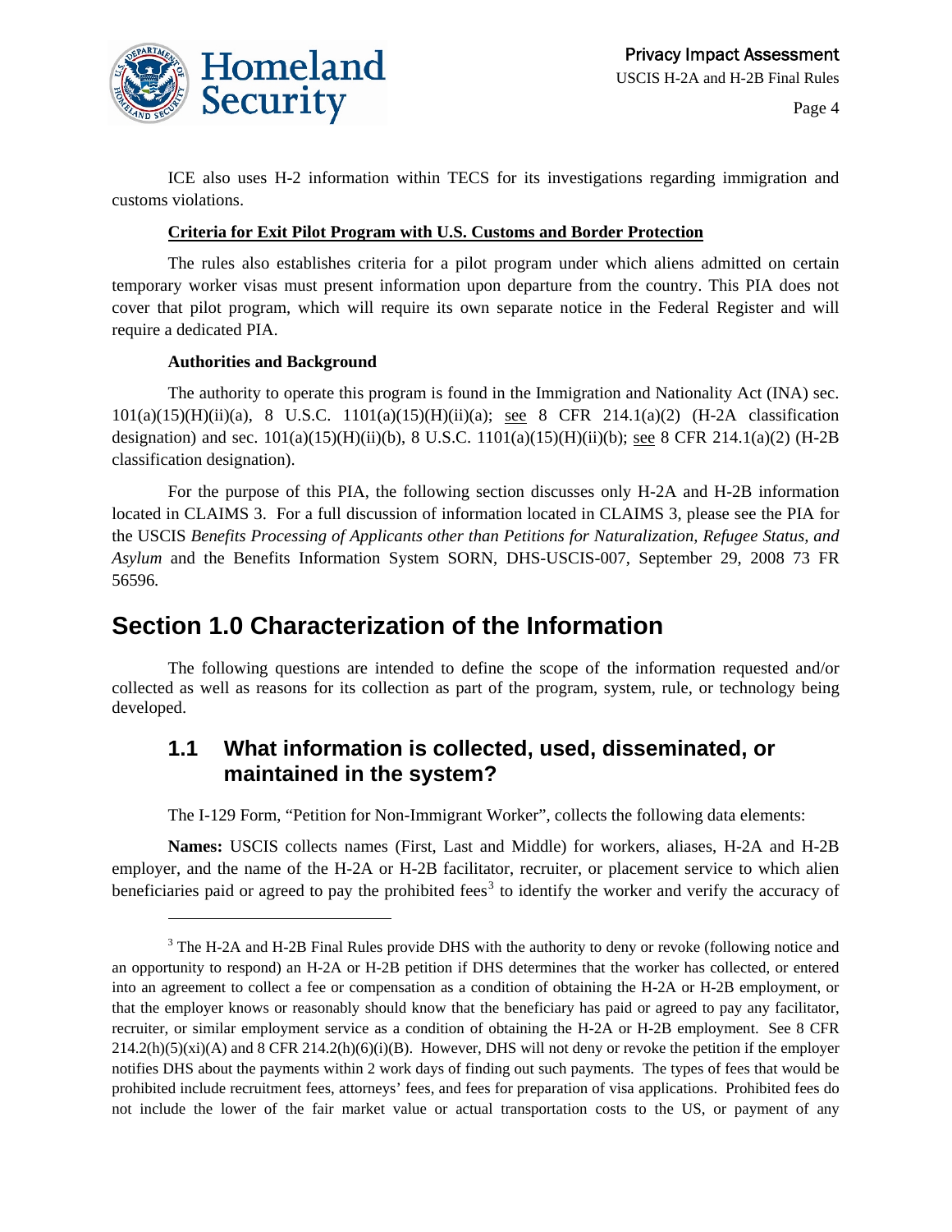ICE also uses H-2 information within TECS for its investigations regarding immigration and customs violations.

**Criteria for Exit Pilot Program with U.S. Customs and Border Protection**

The rules also establishes criteria for a pilot program under which aliens admitted on certain temporary worker visas must present information upon departure from the country. This PIA does not cover that pilot program, which will require its own separate notice in the Federal Register and will require a dedicated PIA.

**Authorities and Background**

The authority to operate this program is found in the Immigration and Nationality Act (INA) sec. 101(a)(15)(H)(ii)(a), 8 U.S.C. 1101(a)(15)(H)(ii)(a); see 8 CFR 214.1(a)(2) (H-2A classification designation) and sec. 101(a)(15)(H)(ii)(b), 8 U.S.C. 1101(a)(15)(H)(ii)(b); see 8 CFR 214.1(a)(2) (H-2B classification designation).

For the purpose of this PIA, the following section discusses only H-2A and H-2B information located in CLAIMS 3. For a full discussion of information located in CLAIMS 3, please see the PIA for the USCIS *Benefits Processing of Applicants other than Petitions for Naturalization, Refugee Status, and Asylum* and the Benefits Information System SORN, DHS-USCIS-007, September 29, 2008 73 FR 56596.

# Section 1.0 Characterization of the Information

The following questions are intended to define the scope of the information requested and/or collected as well as reasons for its collection as part of the program, system, rule, or technology being developed.

## 1.1 What information is collected, used, disseminated, or maintained in the system?

The I-129 Form, "Petition for Non-Immigrant Worker", collects the following data elements:

**Names:** USCIS collects names (First, Last and Middle) for workers, aliases, H-2A and H-2B employer, and the name of the H-2A or H-2B facilitator, recruiter, or placement service to which alien beneficiaries paid or agreed to pay the prohibited fees[3] to identify the worker and verify the accuracy of

[3] The H-2A and H-2B Final Rules provide DHS with the authority to deny or revoke (following notice and an opportunity to respond) an H-2A or H-2B petition if DHS determines that the worker has collected, or entered into an agreement to collect a fee or compensation as a condition of obtaining the H-2A or H-2B employment, or that the employer knows or reasonably should know that the beneficiary has paid or agreed to pay any facilitator, recruiter, or similar employment service as a condition of obtaining the H-2A or H-2B employment. See 8 CFR 214.2(h)(5)(xi)(A) and 8 CFR 214.2(h)(6)(i)(B). However, DHS will not deny or revoke the petition if the employer notifies DHS about the payments within 2 work days of finding out such payments. The types of fees that would be prohibited include recruitment fees, attorneys' fees, and fees for preparation of visa applications. Prohibited fees do not include the lower of the fair market value or actual transportation costs to the US, or payment of any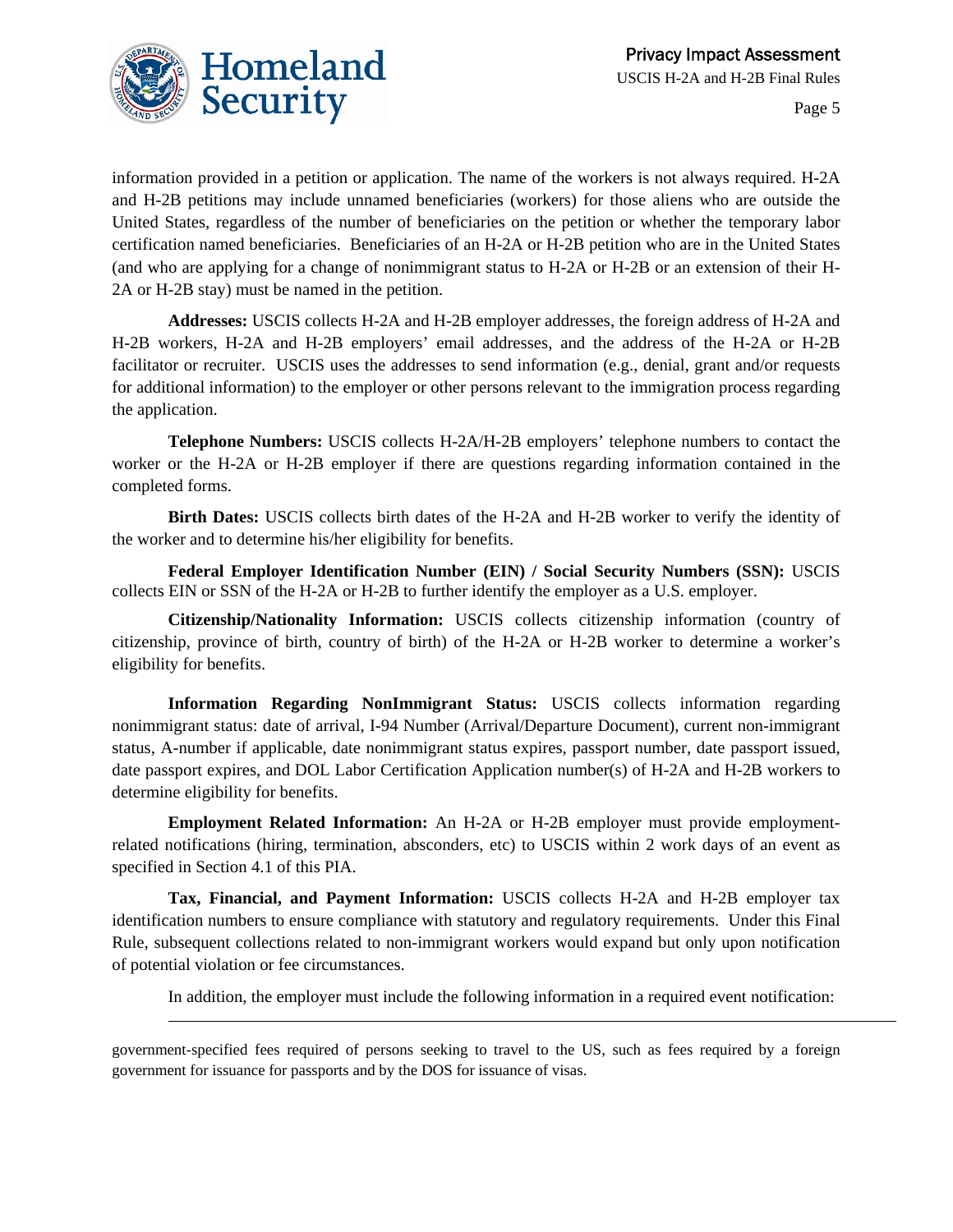information provided in a petition or application. The name of the workers is not always required. H-2A and H-2B petitions may include unnamed beneficiaries (workers) for those aliens who are outside the United States, regardless of the number of beneficiaries on the petition or whether the temporary labor certification named beneficiaries. Beneficiaries of an H-2A or H-2B petition who are in the United States (and who are applying for a change of nonimmigrant status to H-2A or H-2B or an extension of their H-2A or H-2B stay) must be named in the petition.

**Addresses:** USCIS collects H-2A and H-2B employer addresses, the foreign address of H-2A and H-2B workers, H-2A and H-2B employers' email addresses, and the address of the H-2A or H-2B facilitator or recruiter. USCIS uses the addresses to send information (e.g., denial, grant and/or requests for additional information) to the employer or other persons relevant to the immigration process regarding the application.

**Telephone Numbers:** USCIS collects H-2A/H-2B employers' telephone numbers to contact the worker or the H-2A or H-2B employer if there are questions regarding information contained in the completed forms.

**Birth Dates:** USCIS collects birth dates of the H-2A and H-2B worker to verify the identity of the worker and to determine his/her eligibility for benefits.

**Federal Employer Identification Number (EIN) / Social Security Numbers (SSN):** USCIS collects EIN or SSN of the H-2A or H-2B to further identify the employer as a U.S. employer.

**Citizenship/Nationality Information:** USCIS collects citizenship information (country of citizenship, province of birth, country of birth) of the H-2A or H-2B worker to determine a worker's eligibility for benefits.

**Information Regarding NonImmigrant Status:** USCIS collects information regarding nonimmigrant status: date of arrival, I-94 Number (Arrival/Departure Document), current non-immigrant status, A-number if applicable, date nonimmigrant status expires, passport number, date passport issued, date passport expires, and DOL Labor Certification Application number(s) of H-2A and H-2B workers to determine eligibility for benefits.

**Employment Related Information:** An H-2A or H-2B employer must provide employment-related notifications (hiring, termination, absconders, etc) to USCIS within 2 work days of an event as specified in Section 4.1 of this PIA.

**Tax, Financial, and Payment Information:** USCIS collects H-2A and H-2B employer tax identification numbers to ensure compliance with statutory and regulatory requirements. Under this Final Rule, subsequent collections related to non-immigrant workers would expand but only upon notification of potential violation or fee circumstances.

In addition, the employer must include the following information in a required event notification:

---

government-specified fees required of persons seeking to travel to the US, such as fees required by a foreign government for issuance for passports and by the DOS for issuance of visas.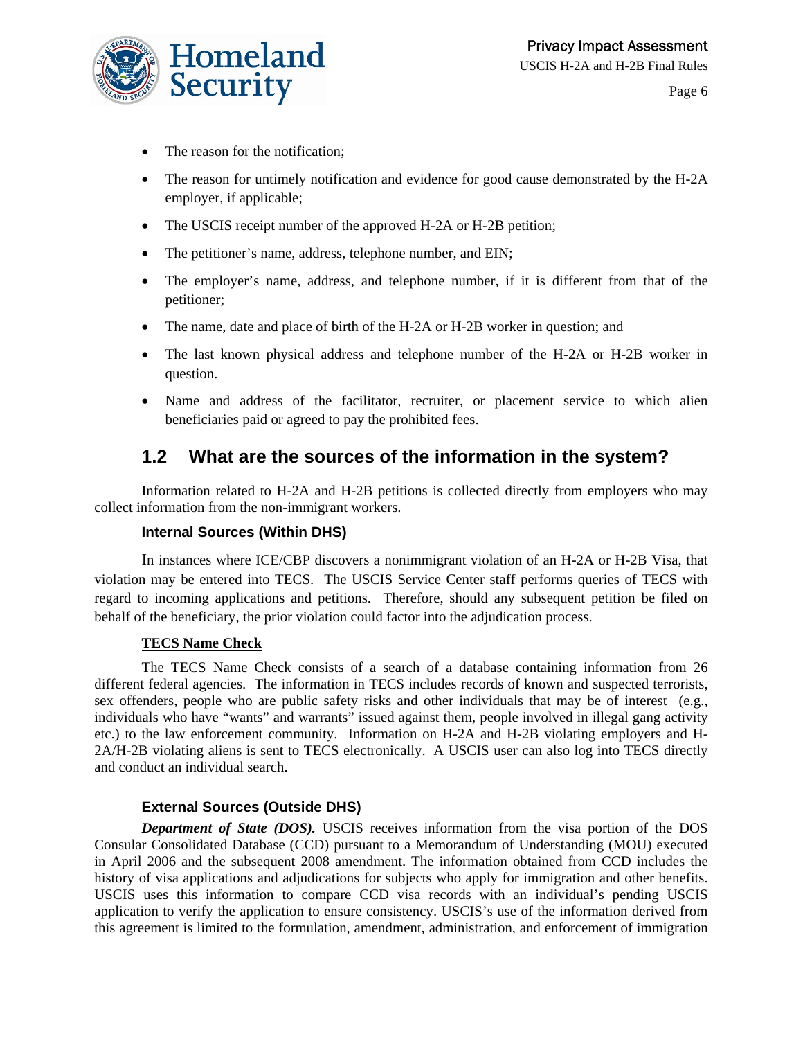- The reason for the notification;
- The reason for untimely notification and evidence for good cause demonstrated by the H-2A employer, if applicable;
- The USCIS receipt number of the approved H-2A or H-2B petition;
- The petitioner's name, address, telephone number, and EIN;
- The employer's name, address, and telephone number, if it is different from that of the petitioner;
- The name, date and place of birth of the H-2A or H-2B worker in question; and
- The last known physical address and telephone number of the H-2A or H-2B worker in question.
- Name and address of the facilitator, recruiter, or placement service to which alien beneficiaries paid or agreed to pay the prohibited fees.

## 1.2 What are the sources of the information in the system?

Information related to H-2A and H-2B petitions is collected directly from employers who may collect information from the non-immigrant workers.

### Internal Sources (Within DHS)

In instances where ICE/CBP discovers a nonimmigrant violation of an H-2A or H-2B Visa, that violation may be entered into TECS. The USCIS Service Center staff performs queries of TECS with regard to incoming applications and petitions. Therefore, should any subsequent petition be filed on behalf of the beneficiary, the prior violation could factor into the adjudication process.

**TECS Name Check**

The TECS Name Check consists of a search of a database containing information from 26 different federal agencies. The information in TECS includes records of known and suspected terrorists, sex offenders, people who are public safety risks and other individuals that may be of interest (e.g., individuals who have "wants" and warrants" issued against them, people involved in illegal gang activity etc.) to the law enforcement community. Information on H-2A and H-2B violating employers and H-2A/H-2B violating aliens is sent to TECS electronically. A USCIS user can also log into TECS directly and conduct an individual search.

### External Sources (Outside DHS)

***Department of State (DOS).*** USCIS receives information from the visa portion of the DOS Consular Consolidated Database (CCD) pursuant to a Memorandum of Understanding (MOU) executed in April 2006 and the subsequent 2008 amendment. The information obtained from CCD includes the history of visa applications and adjudications for subjects who apply for immigration and other benefits. USCIS uses this information to compare CCD visa records with an individual's pending USCIS application to verify the application to ensure consistency. USCIS's use of the information derived from this agreement is limited to the formulation, amendment, administration, and enforcement of immigration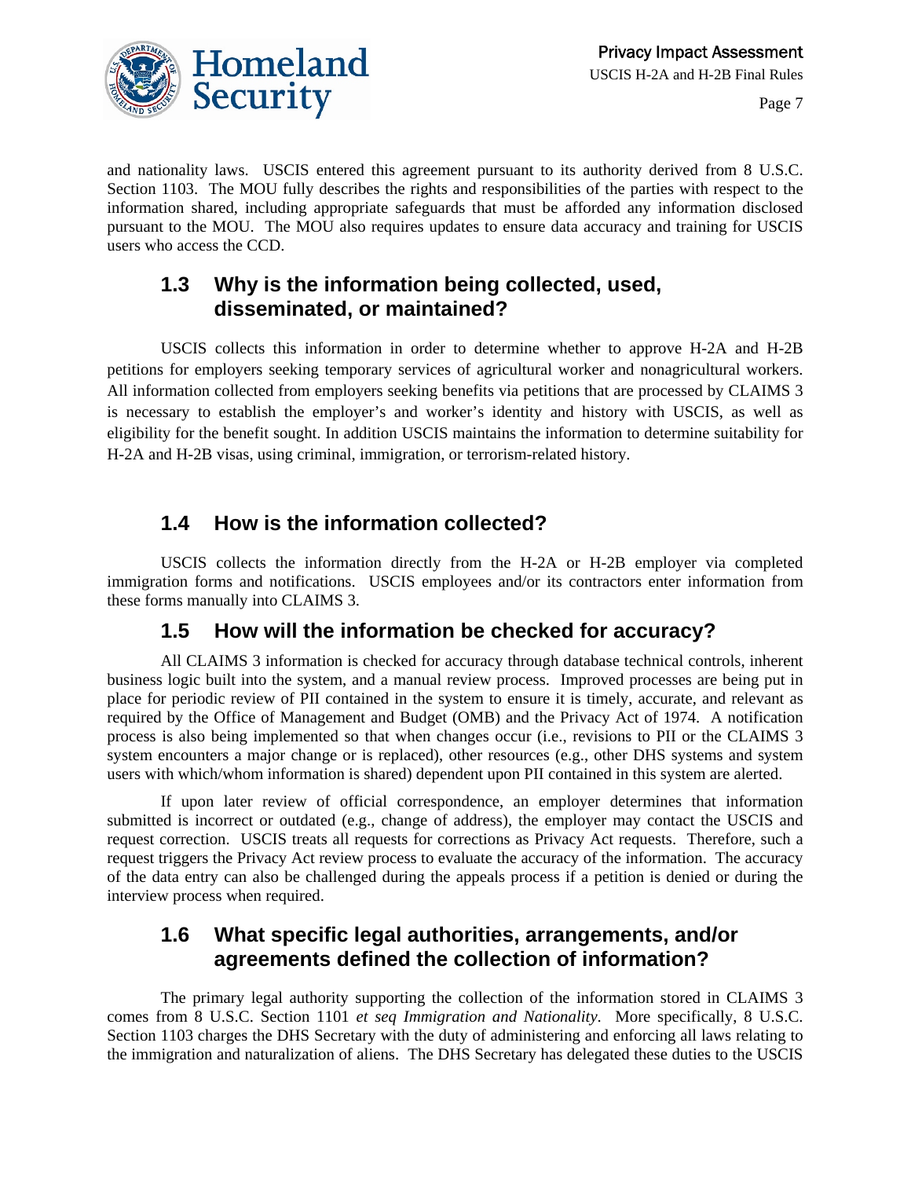and nationality laws. USCIS entered this agreement pursuant to its authority derived from 8 U.S.C. Section 1103. The MOU fully describes the rights and responsibilities of the parties with respect to the information shared, including appropriate safeguards that must be afforded any information disclosed pursuant to the MOU. The MOU also requires updates to ensure data accuracy and training for USCIS users who access the CCD.

## 1.3 Why is the information being collected, used, disseminated, or maintained?

USCIS collects this information in order to determine whether to approve H-2A and H-2B petitions for employers seeking temporary services of agricultural worker and nonagricultural workers. All information collected from employers seeking benefits via petitions that are processed by CLAIMS 3 is necessary to establish the employer's and worker's identity and history with USCIS, as well as eligibility for the benefit sought. In addition USCIS maintains the information to determine suitability for H-2A and H-2B visas, using criminal, immigration, or terrorism-related history.

## 1.4 How is the information collected?

USCIS collects the information directly from the H-2A or H-2B employer via completed immigration forms and notifications. USCIS employees and/or its contractors enter information from these forms manually into CLAIMS 3.

## 1.5 How will the information be checked for accuracy?

All CLAIMS 3 information is checked for accuracy through database technical controls, inherent business logic built into the system, and a manual review process. Improved processes are being put in place for periodic review of PII contained in the system to ensure it is timely, accurate, and relevant as required by the Office of Management and Budget (OMB) and the Privacy Act of 1974. A notification process is also being implemented so that when changes occur (i.e., revisions to PII or the CLAIMS 3 system encounters a major change or is replaced), other resources (e.g., other DHS systems and system users with which/whom information is shared) dependent upon PII contained in this system are alerted.

If upon later review of official correspondence, an employer determines that information submitted is incorrect or outdated (e.g., change of address), the employer may contact the USCIS and request correction. USCIS treats all requests for corrections as Privacy Act requests. Therefore, such a request triggers the Privacy Act review process to evaluate the accuracy of the information. The accuracy of the data entry can also be challenged during the appeals process if a petition is denied or during the interview process when required.

## 1.6 What specific legal authorities, arrangements, and/or agreements defined the collection of information?

The primary legal authority supporting the collection of the information stored in CLAIMS 3 comes from 8 U.S.C. Section 1101 *et seq Immigration and Nationality*. More specifically, 8 U.S.C. Section 1103 charges the DHS Secretary with the duty of administering and enforcing all laws relating to the immigration and naturalization of aliens. The DHS Secretary has delegated these duties to the USCIS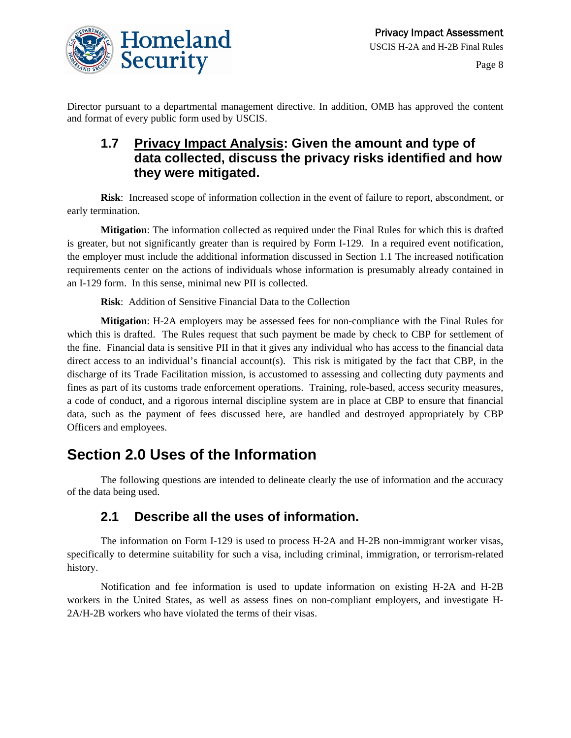Director pursuant to a departmental management directive. In addition, OMB has approved the content and format of every public form used by USCIS.

### 1.7 Privacy Impact Analysis: Given the amount and type of data collected, discuss the privacy risks identified and how they were mitigated.

**Risk**: Increased scope of information collection in the event of failure to report, abscondment, or early termination.

**Mitigation**: The information collected as required under the Final Rules for which this is drafted is greater, but not significantly greater than is required by Form I-129. In a required event notification, the employer must include the additional information discussed in Section 1.1 The increased notification requirements center on the actions of individuals whose information is presumably already contained in an I-129 form. In this sense, minimal new PII is collected.

**Risk**: Addition of Sensitive Financial Data to the Collection

**Mitigation**: H-2A employers may be assessed fees for non-compliance with the Final Rules for which this is drafted. The Rules request that such payment be made by check to CBP for settlement of the fine. Financial data is sensitive PII in that it gives any individual who has access to the financial data direct access to an individual's financial account(s). This risk is mitigated by the fact that CBP, in the discharge of its Trade Facilitation mission, is accustomed to assessing and collecting duty payments and fines as part of its customs trade enforcement operations. Training, role-based, access security measures, a code of conduct, and a rigorous internal discipline system are in place at CBP to ensure that financial data, such as the payment of fees discussed here, are handled and destroyed appropriately by CBP Officers and employees.

## Section 2.0 Uses of the Information

The following questions are intended to delineate clearly the use of information and the accuracy of the data being used.

### 2.1 Describe all the uses of information.

The information on Form I-129 is used to process H-2A and H-2B non-immigrant worker visas, specifically to determine suitability for such a visa, including criminal, immigration, or terrorism-related history.

Notification and fee information is used to update information on existing H-2A and H-2B workers in the United States, as well as assess fines on non-compliant employers, and investigate H-2A/H-2B workers who have violated the terms of their visas.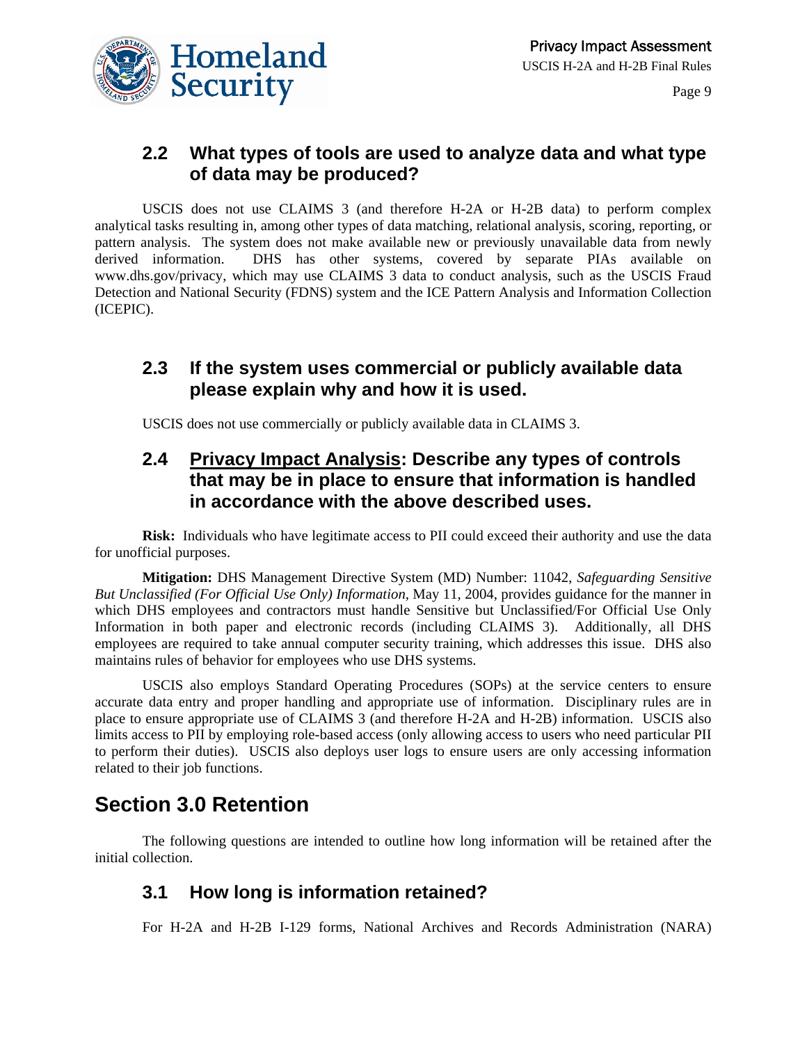### 2.2 What types of tools are used to analyze data and what type of data may be produced?

USCIS does not use CLAIMS 3 (and therefore H-2A or H-2B data) to perform complex analytical tasks resulting in, among other types of data matching, relational analysis, scoring, reporting, or pattern analysis. The system does not make available new or previously unavailable data from newly derived information. DHS has other systems, covered by separate PIAs available on www.dhs.gov/privacy, which may use CLAIMS 3 data to conduct analysis, such as the USCIS Fraud Detection and National Security (FDNS) system and the ICE Pattern Analysis and Information Collection (ICEPIC).

### 2.3 If the system uses commercial or publicly available data please explain why and how it is used.

USCIS does not use commercially or publicly available data in CLAIMS 3.

### 2.4 Privacy Impact Analysis: Describe any types of controls that may be in place to ensure that information is handled in accordance with the above described uses.

**Risk:** Individuals who have legitimate access to PII could exceed their authority and use the data for unofficial purposes.

**Mitigation:** DHS Management Directive System (MD) Number: 11042, *Safeguarding Sensitive But Unclassified (For Official Use Only) Information*, May 11, 2004, provides guidance for the manner in which DHS employees and contractors must handle Sensitive but Unclassified/For Official Use Only Information in both paper and electronic records (including CLAIMS 3). Additionally, all DHS employees are required to take annual computer security training, which addresses this issue. DHS also maintains rules of behavior for employees who use DHS systems.

USCIS also employs Standard Operating Procedures (SOPs) at the service centers to ensure accurate data entry and proper handling and appropriate use of information. Disciplinary rules are in place to ensure appropriate use of CLAIMS 3 (and therefore H-2A and H-2B) information. USCIS also limits access to PII by employing role-based access (only allowing access to users who need particular PII to perform their duties). USCIS also deploys user logs to ensure users are only accessing information related to their job functions.

## Section 3.0 Retention

The following questions are intended to outline how long information will be retained after the initial collection.

### 3.1 How long is information retained?

For H-2A and H-2B I-129 forms, National Archives and Records Administration (NARA)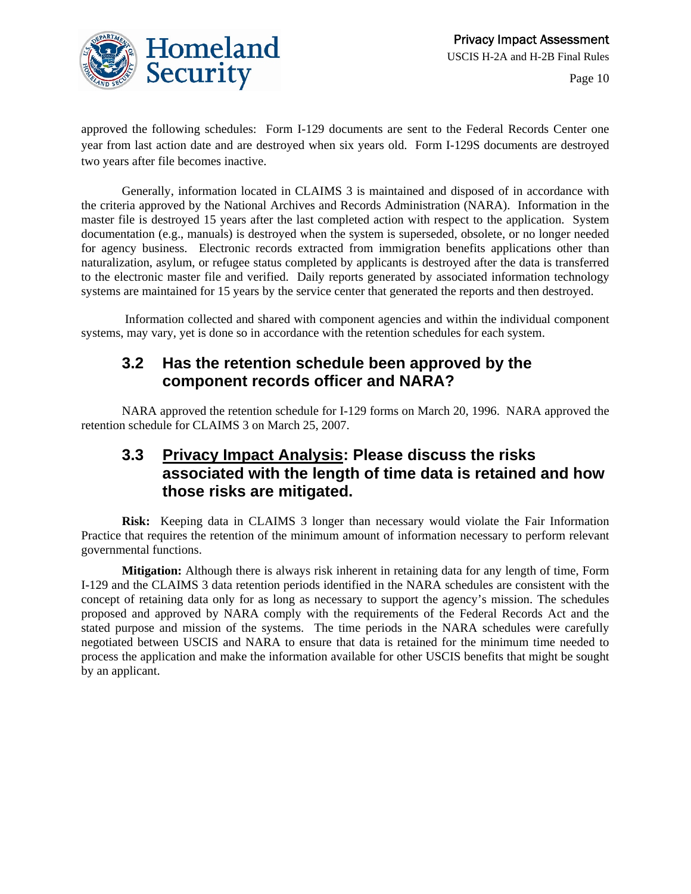approved the following schedules: Form I-129 documents are sent to the Federal Records Center one year from last action date and are destroyed when six years old. Form I-129S documents are destroyed two years after file becomes inactive.

Generally, information located in CLAIMS 3 is maintained and disposed of in accordance with the criteria approved by the National Archives and Records Administration (NARA). Information in the master file is destroyed 15 years after the last completed action with respect to the application. System documentation (e.g., manuals) is destroyed when the system is superseded, obsolete, or no longer needed for agency business. Electronic records extracted from immigration benefits applications other than naturalization, asylum, or refugee status completed by applicants is destroyed after the data is transferred to the electronic master file and verified. Daily reports generated by associated information technology systems are maintained for 15 years by the service center that generated the reports and then destroyed.

Information collected and shared with component agencies and within the individual component systems, may vary, yet is done so in accordance with the retention schedules for each system.

## 3.2 Has the retention schedule been approved by the component records officer and NARA?

NARA approved the retention schedule for I-129 forms on March 20, 1996. NARA approved the retention schedule for CLAIMS 3 on March 25, 2007.

## 3.3 Privacy Impact Analysis: Please discuss the risks associated with the length of time data is retained and how those risks are mitigated.

**Risk:** Keeping data in CLAIMS 3 longer than necessary would violate the Fair Information Practice that requires the retention of the minimum amount of information necessary to perform relevant governmental functions.

**Mitigation:** Although there is always risk inherent in retaining data for any length of time, Form I-129 and the CLAIMS 3 data retention periods identified in the NARA schedules are consistent with the concept of retaining data only for as long as necessary to support the agency's mission. The schedules proposed and approved by NARA comply with the requirements of the Federal Records Act and the stated purpose and mission of the systems. The time periods in the NARA schedules were carefully negotiated between USCIS and NARA to ensure that data is retained for the minimum time needed to process the application and make the information available for other USCIS benefits that might be sought by an applicant.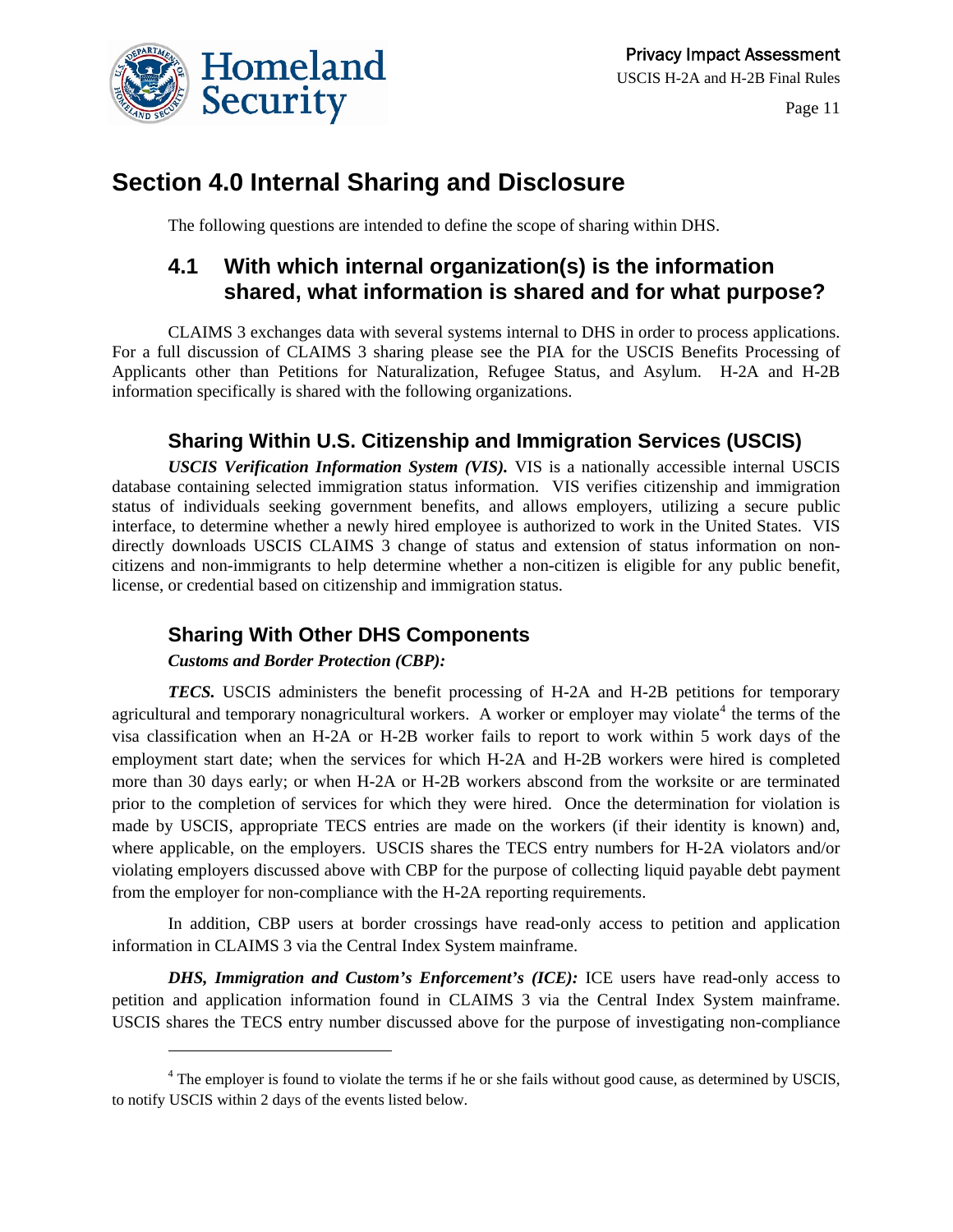# Section 4.0 Internal Sharing and Disclosure

The following questions are intended to define the scope of sharing within DHS.

## 4.1 With which internal organization(s) is the information shared, what information is shared and for what purpose?

CLAIMS 3 exchanges data with several systems internal to DHS in order to process applications. For a full discussion of CLAIMS 3 sharing please see the PIA for the USCIS Benefits Processing of Applicants other than Petitions for Naturalization, Refugee Status, and Asylum. H-2A and H-2B information specifically is shared with the following organizations.

### Sharing Within U.S. Citizenship and Immigration Services (USCIS)

***USCIS Verification Information System (VIS).*** VIS is a nationally accessible internal USCIS database containing selected immigration status information. VIS verifies citizenship and immigration status of individuals seeking government benefits, and allows employers, utilizing a secure public interface, to determine whether a newly hired employee is authorized to work in the United States. VIS directly downloads USCIS CLAIMS 3 change of status and extension of status information on non-citizens and non-immigrants to help determine whether a non-citizen is eligible for any public benefit, license, or credential based on citizenship and immigration status.

### Sharing With Other DHS Components

***Customs and Border Protection (CBP):***

***TECS.*** USCIS administers the benefit processing of H-2A and H-2B petitions for temporary agricultural and temporary nonagricultural workers. A worker or employer may violate[4] the terms of the visa classification when an H-2A or H-2B worker fails to report to work within 5 work days of the employment start date; when the services for which H-2A and H-2B workers were hired is completed more than 30 days early; or when H-2A or H-2B workers abscond from the worksite or are terminated prior to the completion of services for which they were hired. Once the determination for violation is made by USCIS, appropriate TECS entries are made on the workers (if their identity is known) and, where applicable, on the employers. USCIS shares the TECS entry numbers for H-2A violators and/or violating employers discussed above with CBP for the purpose of collecting liquid payable debt payment from the employer for non-compliance with the H-2A reporting requirements.

In addition, CBP users at border crossings have read-only access to petition and application information in CLAIMS 3 via the Central Index System mainframe.

***DHS, Immigration and Custom's Enforcement's (ICE):*** ICE users have read-only access to petition and application information found in CLAIMS 3 via the Central Index System mainframe. USCIS shares the TECS entry number discussed above for the purpose of investigating non-compliance

---

[4] The employer is found to violate the terms if he or she fails without good cause, as determined by USCIS, to notify USCIS within 2 days of the events listed below.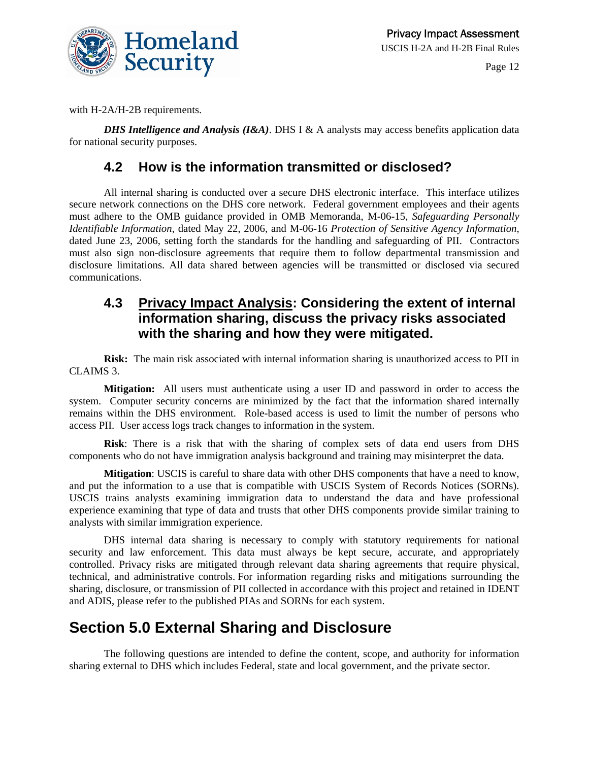with H-2A/H-2B requirements.

***DHS Intelligence and Analysis (I&A)***. DHS I & A analysts may access benefits application data for national security purposes.

## 4.2 How is the information transmitted or disclosed?

All internal sharing is conducted over a secure DHS electronic interface. This interface utilizes secure network connections on the DHS core network. Federal government employees and their agents must adhere to the OMB guidance provided in OMB Memoranda, M-06-15, *Safeguarding Personally Identifiable Information*, dated May 22, 2006, and M-06-16 *Protection of Sensitive Agency Information*, dated June 23, 2006, setting forth the standards for the handling and safeguarding of PII. Contractors must also sign non-disclosure agreements that require them to follow departmental transmission and disclosure limitations. All data shared between agencies will be transmitted or disclosed via secured communications.

## 4.3 Privacy Impact Analysis: Considering the extent of internal information sharing, discuss the privacy risks associated with the sharing and how they were mitigated.

**Risk:** The main risk associated with internal information sharing is unauthorized access to PII in CLAIMS 3.

**Mitigation:** All users must authenticate using a user ID and password in order to access the system. Computer security concerns are minimized by the fact that the information shared internally remains within the DHS environment. Role-based access is used to limit the number of persons who access PII. User access logs track changes to information in the system.

**Risk**: There is a risk that with the sharing of complex sets of data end users from DHS components who do not have immigration analysis background and training may misinterpret the data.

**Mitigation**: USCIS is careful to share data with other DHS components that have a need to know, and put the information to a use that is compatible with USCIS System of Records Notices (SORNs). USCIS trains analysts examining immigration data to understand the data and have professional experience examining that type of data and trusts that other DHS components provide similar training to analysts with similar immigration experience.

DHS internal data sharing is necessary to comply with statutory requirements for national security and law enforcement. This data must always be kept secure, accurate, and appropriately controlled. Privacy risks are mitigated through relevant data sharing agreements that require physical, technical, and administrative controls. For information regarding risks and mitigations surrounding the sharing, disclosure, or transmission of PII collected in accordance with this project and retained in IDENT and ADIS, please refer to the published PIAs and SORNs for each system.

# Section 5.0 External Sharing and Disclosure

The following questions are intended to define the content, scope, and authority for information sharing external to DHS which includes Federal, state and local government, and the private sector.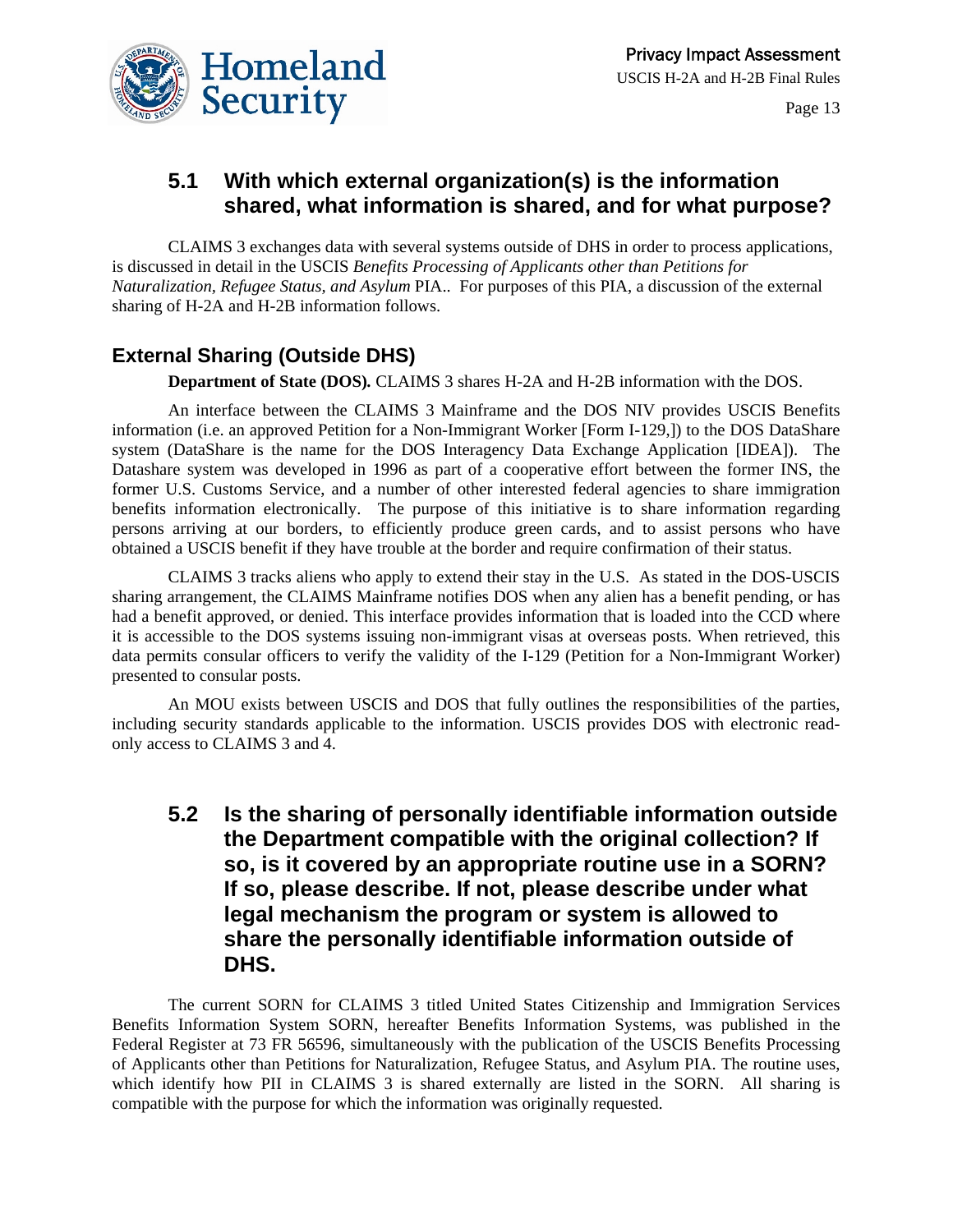## 5.1 With which external organization(s) is the information shared, what information is shared, and for what purpose?

CLAIMS 3 exchanges data with several systems outside of DHS in order to process applications, is discussed in detail in the USCIS *Benefits Processing of Applicants other than Petitions for Naturalization, Refugee Status, and Asylum* PIA.. For purposes of this PIA, a discussion of the external sharing of H-2A and H-2B information follows.

### External Sharing (Outside DHS)

**Department of State (DOS).** CLAIMS 3 shares H-2A and H-2B information with the DOS.

An interface between the CLAIMS 3 Mainframe and the DOS NIV provides USCIS Benefits information (i.e. an approved Petition for a Non-Immigrant Worker [Form I-129,]) to the DOS DataShare system (DataShare is the name for the DOS Interagency Data Exchange Application [IDEA]). The Datashare system was developed in 1996 as part of a cooperative effort between the former INS, the former U.S. Customs Service, and a number of other interested federal agencies to share immigration benefits information electronically. The purpose of this initiative is to share information regarding persons arriving at our borders, to efficiently produce green cards, and to assist persons who have obtained a USCIS benefit if they have trouble at the border and require confirmation of their status.

CLAIMS 3 tracks aliens who apply to extend their stay in the U.S. As stated in the DOS-USCIS sharing arrangement, the CLAIMS Mainframe notifies DOS when any alien has a benefit pending, or has had a benefit approved, or denied. This interface provides information that is loaded into the CCD where it is accessible to the DOS systems issuing non-immigrant visas at overseas posts. When retrieved, this data permits consular officers to verify the validity of the I-129 (Petition for a Non-Immigrant Worker) presented to consular posts.

An MOU exists between USCIS and DOS that fully outlines the responsibilities of the parties, including security standards applicable to the information. USCIS provides DOS with electronic read-only access to CLAIMS 3 and 4.

## 5.2 Is the sharing of personally identifiable information outside the Department compatible with the original collection? If so, is it covered by an appropriate routine use in a SORN? If so, please describe. If not, please describe under what legal mechanism the program or system is allowed to share the personally identifiable information outside of DHS.

The current SORN for CLAIMS 3 titled United States Citizenship and Immigration Services Benefits Information System SORN, hereafter Benefits Information Systems, was published in the Federal Register at 73 FR 56596, simultaneously with the publication of the USCIS Benefits Processing of Applicants other than Petitions for Naturalization, Refugee Status, and Asylum PIA. The routine uses, which identify how PII in CLAIMS 3 is shared externally are listed in the SORN. All sharing is compatible with the purpose for which the information was originally requested.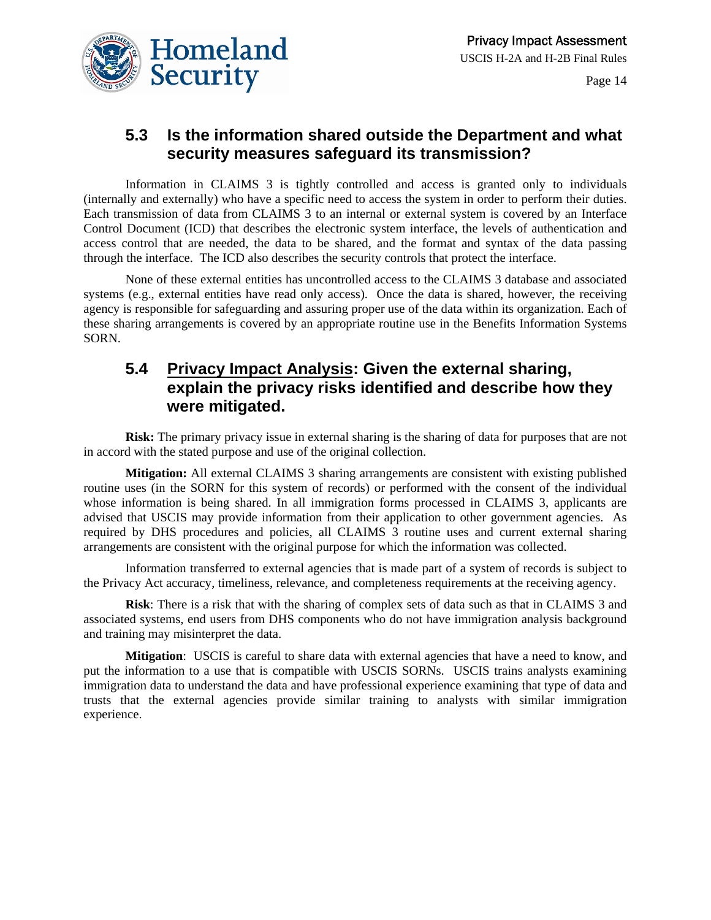## 5.3 Is the information shared outside the Department and what security measures safeguard its transmission?

Information in CLAIMS 3 is tightly controlled and access is granted only to individuals (internally and externally) who have a specific need to access the system in order to perform their duties. Each transmission of data from CLAIMS 3 to an internal or external system is covered by an Interface Control Document (ICD) that describes the electronic system interface, the levels of authentication and access control that are needed, the data to be shared, and the format and syntax of the data passing through the interface. The ICD also describes the security controls that protect the interface.

None of these external entities has uncontrolled access to the CLAIMS 3 database and associated systems (e.g., external entities have read only access). Once the data is shared, however, the receiving agency is responsible for safeguarding and assuring proper use of the data within its organization. Each of these sharing arrangements is covered by an appropriate routine use in the Benefits Information Systems SORN.

## 5.4 Privacy Impact Analysis: Given the external sharing, explain the privacy risks identified and describe how they were mitigated.

**Risk:** The primary privacy issue in external sharing is the sharing of data for purposes that are not in accord with the stated purpose and use of the original collection.

**Mitigation:** All external CLAIMS 3 sharing arrangements are consistent with existing published routine uses (in the SORN for this system of records) or performed with the consent of the individual whose information is being shared. In all immigration forms processed in CLAIMS 3, applicants are advised that USCIS may provide information from their application to other government agencies. As required by DHS procedures and policies, all CLAIMS 3 routine uses and current external sharing arrangements are consistent with the original purpose for which the information was collected.

Information transferred to external agencies that is made part of a system of records is subject to the Privacy Act accuracy, timeliness, relevance, and completeness requirements at the receiving agency.

**Risk**: There is a risk that with the sharing of complex sets of data such as that in CLAIMS 3 and associated systems, end users from DHS components who do not have immigration analysis background and training may misinterpret the data.

**Mitigation**: USCIS is careful to share data with external agencies that have a need to know, and put the information to a use that is compatible with USCIS SORNs. USCIS trains analysts examining immigration data to understand the data and have professional experience examining that type of data and trusts that the external agencies provide similar training to analysts with similar immigration experience.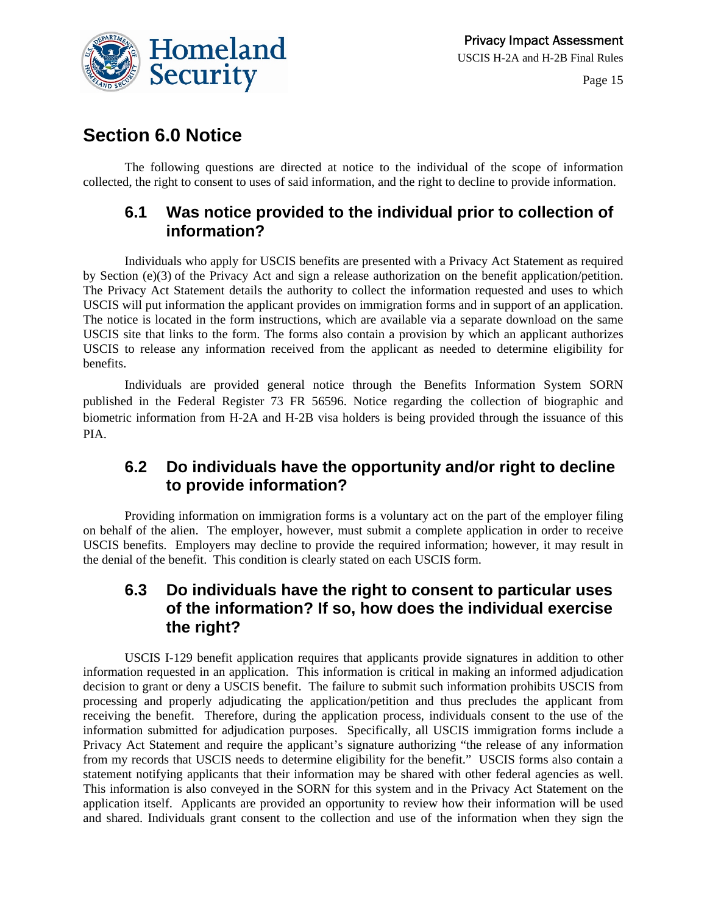## Section 6.0 Notice

The following questions are directed at notice to the individual of the scope of information collected, the right to consent to uses of said information, and the right to decline to provide information.

### 6.1 Was notice provided to the individual prior to collection of information?

Individuals who apply for USCIS benefits are presented with a Privacy Act Statement as required by Section (e)(3) of the Privacy Act and sign a release authorization on the benefit application/petition. The Privacy Act Statement details the authority to collect the information requested and uses to which USCIS will put information the applicant provides on immigration forms and in support of an application. The notice is located in the form instructions, which are available via a separate download on the same USCIS site that links to the form. The forms also contain a provision by which an applicant authorizes USCIS to release any information received from the applicant as needed to determine eligibility for benefits.

Individuals are provided general notice through the Benefits Information System SORN published in the Federal Register 73 FR 56596. Notice regarding the collection of biographic and biometric information from H-2A and H-2B visa holders is being provided through the issuance of this PIA.

### 6.2 Do individuals have the opportunity and/or right to decline to provide information?

Providing information on immigration forms is a voluntary act on the part of the employer filing on behalf of the alien. The employer, however, must submit a complete application in order to receive USCIS benefits. Employers may decline to provide the required information; however, it may result in the denial of the benefit. This condition is clearly stated on each USCIS form.

### 6.3 Do individuals have the right to consent to particular uses of the information? If so, how does the individual exercise the right?

USCIS I-129 benefit application requires that applicants provide signatures in addition to other information requested in an application. This information is critical in making an informed adjudication decision to grant or deny a USCIS benefit. The failure to submit such information prohibits USCIS from processing and properly adjudicating the application/petition and thus precludes the applicant from receiving the benefit. Therefore, during the application process, individuals consent to the use of the information submitted for adjudication purposes. Specifically, all USCIS immigration forms include a Privacy Act Statement and require the applicant's signature authorizing "the release of any information from my records that USCIS needs to determine eligibility for the benefit." USCIS forms also contain a statement notifying applicants that their information may be shared with other federal agencies as well. This information is also conveyed in the SORN for this system and in the Privacy Act Statement on the application itself. Applicants are provided an opportunity to review how their information will be used and shared. Individuals grant consent to the collection and use of the information when they sign the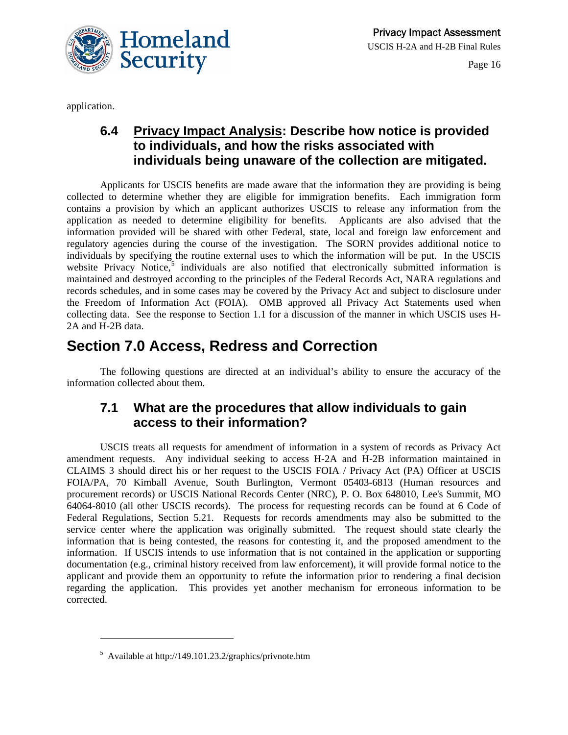application.

### 6.4 Privacy Impact Analysis: Describe how notice is provided to individuals, and how the risks associated with individuals being unaware of the collection are mitigated.

Applicants for USCIS benefits are made aware that the information they are providing is being collected to determine whether they are eligible for immigration benefits. Each immigration form contains a provision by which an applicant authorizes USCIS to release any information from the application as needed to determine eligibility for benefits. Applicants are also advised that the information provided will be shared with other Federal, state, local and foreign law enforcement and regulatory agencies during the course of the investigation. The SORN provides additional notice to individuals by specifying the routine external uses to which the information will be put. In the USCIS website Privacy Notice,[5] individuals are also notified that electronically submitted information is maintained and destroyed according to the principles of the Federal Records Act, NARA regulations and records schedules, and in some cases may be covered by the Privacy Act and subject to disclosure under the Freedom of Information Act (FOIA). OMB approved all Privacy Act Statements used when collecting data. See the response to Section 1.1 for a discussion of the manner in which USCIS uses H-2A and H-2B data.

## Section 7.0 Access, Redress and Correction

The following questions are directed at an individual's ability to ensure the accuracy of the information collected about them.

### 7.1 What are the procedures that allow individuals to gain access to their information?

USCIS treats all requests for amendment of information in a system of records as Privacy Act amendment requests. Any individual seeking to access H-2A and H-2B information maintained in CLAIMS 3 should direct his or her request to the USCIS FOIA / Privacy Act (PA) Officer at USCIS FOIA/PA, 70 Kimball Avenue, South Burlington, Vermont 05403-6813 (Human resources and procurement records) or USCIS National Records Center (NRC), P. O. Box 648010, Lee's Summit, MO 64064-8010 (all other USCIS records). The process for requesting records can be found at 6 Code of Federal Regulations, Section 5.21. Requests for records amendments may also be submitted to the service center where the application was originally submitted. The request should state clearly the information that is being contested, the reasons for contesting it, and the proposed amendment to the information. If USCIS intends to use information that is not contained in the application or supporting documentation (e.g., criminal history received from law enforcement), it will provide formal notice to the applicant and provide them an opportunity to refute the information prior to rendering a final decision regarding the application. This provides yet another mechanism for erroneous information to be corrected.

---

[5] Available at http://149.101.23.2/graphics/privnote.htm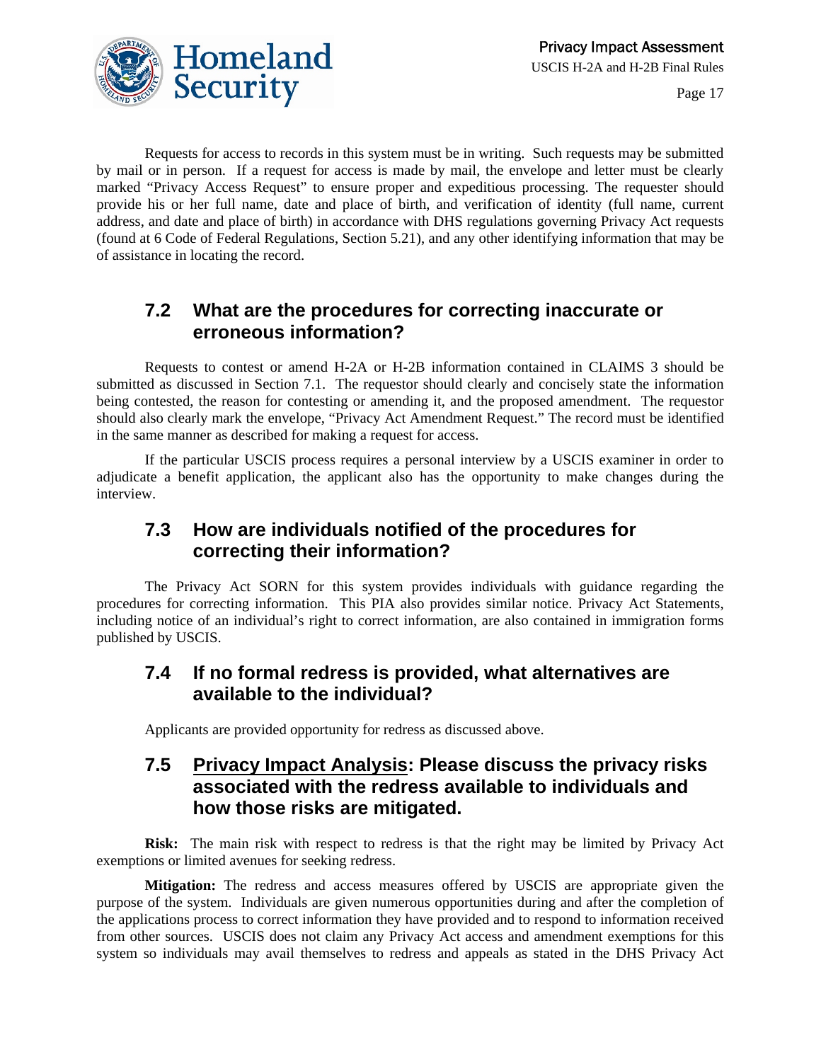Requests for access to records in this system must be in writing. Such requests may be submitted by mail or in person. If a request for access is made by mail, the envelope and letter must be clearly marked "Privacy Access Request" to ensure proper and expeditious processing. The requester should provide his or her full name, date and place of birth, and verification of identity (full name, current address, and date and place of birth) in accordance with DHS regulations governing Privacy Act requests (found at 6 Code of Federal Regulations, Section 5.21), and any other identifying information that may be of assistance in locating the record.

## 7.2 What are the procedures for correcting inaccurate or erroneous information?

Requests to contest or amend H-2A or H-2B information contained in CLAIMS 3 should be submitted as discussed in Section 7.1. The requestor should clearly and concisely state the information being contested, the reason for contesting or amending it, and the proposed amendment. The requestor should also clearly mark the envelope, "Privacy Act Amendment Request." The record must be identified in the same manner as described for making a request for access.

If the particular USCIS process requires a personal interview by a USCIS examiner in order to adjudicate a benefit application, the applicant also has the opportunity to make changes during the interview.

## 7.3 How are individuals notified of the procedures for correcting their information?

The Privacy Act SORN for this system provides individuals with guidance regarding the procedures for correcting information. This PIA also provides similar notice. Privacy Act Statements, including notice of an individual's right to correct information, are also contained in immigration forms published by USCIS.

## 7.4 If no formal redress is provided, what alternatives are available to the individual?

Applicants are provided opportunity for redress as discussed above.

## 7.5 Privacy Impact Analysis: Please discuss the privacy risks associated with the redress available to individuals and how those risks are mitigated.

**Risk:** The main risk with respect to redress is that the right may be limited by Privacy Act exemptions or limited avenues for seeking redress.

**Mitigation:** The redress and access measures offered by USCIS are appropriate given the purpose of the system. Individuals are given numerous opportunities during and after the completion of the applications process to correct information they have provided and to respond to information received from other sources. USCIS does not claim any Privacy Act access and amendment exemptions for this system so individuals may avail themselves to redress and appeals as stated in the DHS Privacy Act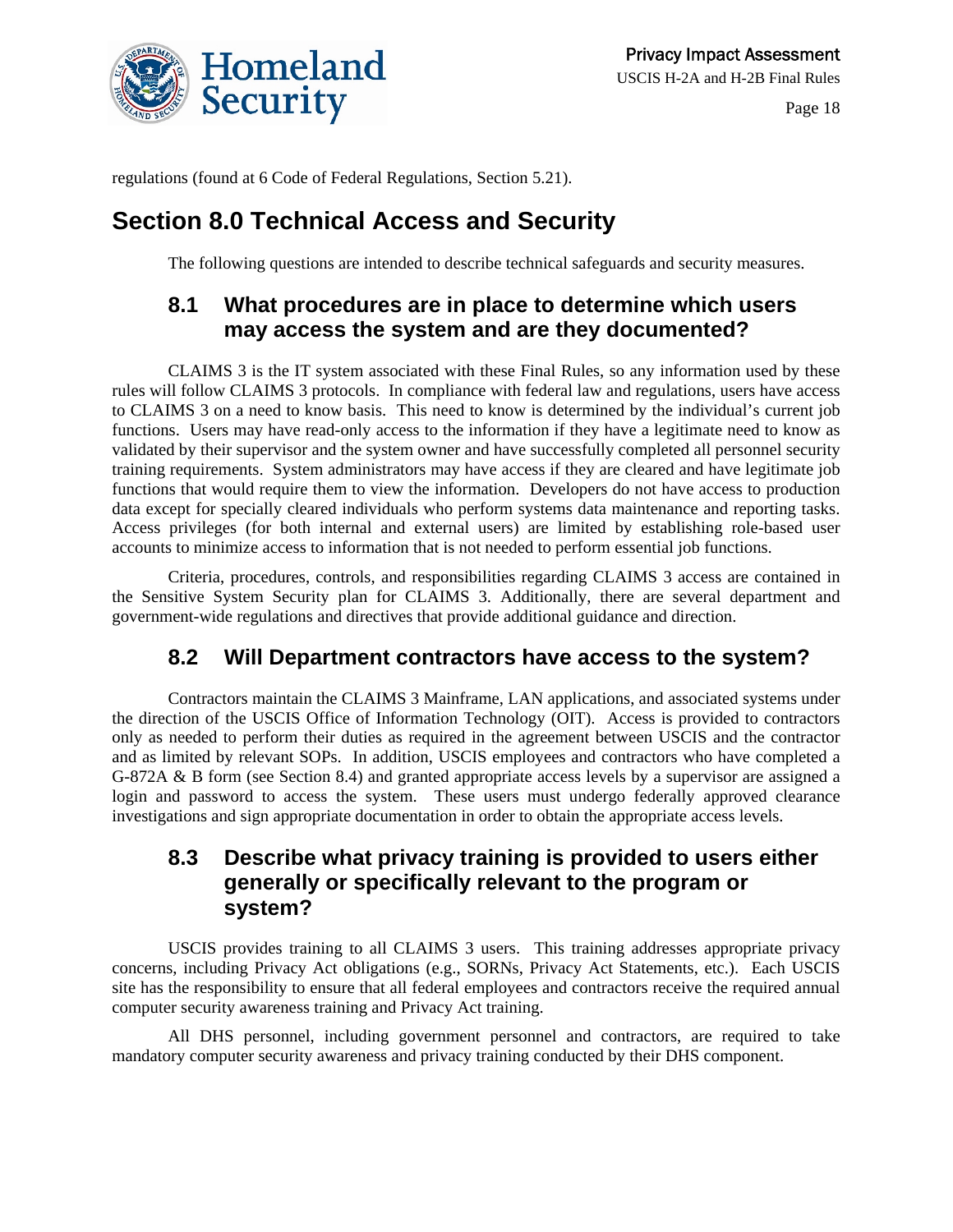regulations (found at 6 Code of Federal Regulations, Section 5.21).

# Section 8.0 Technical Access and Security

The following questions are intended to describe technical safeguards and security measures.

## 8.1 What procedures are in place to determine which users may access the system and are they documented?

CLAIMS 3 is the IT system associated with these Final Rules, so any information used by these rules will follow CLAIMS 3 protocols. In compliance with federal law and regulations, users have access to CLAIMS 3 on a need to know basis. This need to know is determined by the individual's current job functions. Users may have read-only access to the information if they have a legitimate need to know as validated by their supervisor and the system owner and have successfully completed all personnel security training requirements. System administrators may have access if they are cleared and have legitimate job functions that would require them to view the information. Developers do not have access to production data except for specially cleared individuals who perform systems data maintenance and reporting tasks. Access privileges (for both internal and external users) are limited by establishing role-based user accounts to minimize access to information that is not needed to perform essential job functions.

Criteria, procedures, controls, and responsibilities regarding CLAIMS 3 access are contained in the Sensitive System Security plan for CLAIMS 3. Additionally, there are several department and government-wide regulations and directives that provide additional guidance and direction.

## 8.2 Will Department contractors have access to the system?

Contractors maintain the CLAIMS 3 Mainframe, LAN applications, and associated systems under the direction of the USCIS Office of Information Technology (OIT). Access is provided to contractors only as needed to perform their duties as required in the agreement between USCIS and the contractor and as limited by relevant SOPs. In addition, USCIS employees and contractors who have completed a G-872A & B form (see Section 8.4) and granted appropriate access levels by a supervisor are assigned a login and password to access the system. These users must undergo federally approved clearance investigations and sign appropriate documentation in order to obtain the appropriate access levels.

## 8.3 Describe what privacy training is provided to users either generally or specifically relevant to the program or system?

USCIS provides training to all CLAIMS 3 users. This training addresses appropriate privacy concerns, including Privacy Act obligations (e.g., SORNs, Privacy Act Statements, etc.). Each USCIS site has the responsibility to ensure that all federal employees and contractors receive the required annual computer security awareness training and Privacy Act training.

All DHS personnel, including government personnel and contractors, are required to take mandatory computer security awareness and privacy training conducted by their DHS component.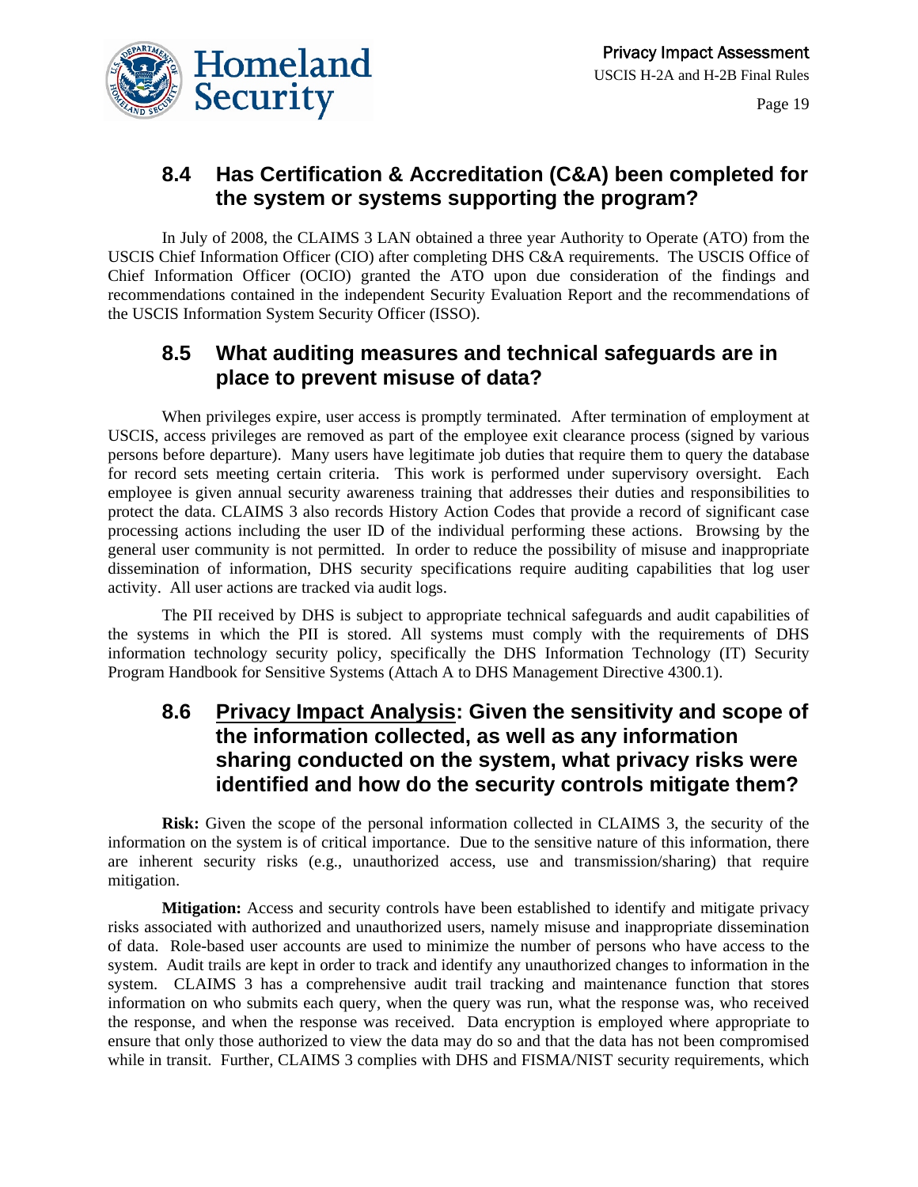## 8.4 Has Certification & Accreditation (C&A) been completed for the system or systems supporting the program?

In July of 2008, the CLAIMS 3 LAN obtained a three year Authority to Operate (ATO) from the USCIS Chief Information Officer (CIO) after completing DHS C&A requirements. The USCIS Office of Chief Information Officer (OCIO) granted the ATO upon due consideration of the findings and recommendations contained in the independent Security Evaluation Report and the recommendations of the USCIS Information System Security Officer (ISSO).

## 8.5 What auditing measures and technical safeguards are in place to prevent misuse of data?

When privileges expire, user access is promptly terminated. After termination of employment at USCIS, access privileges are removed as part of the employee exit clearance process (signed by various persons before departure). Many users have legitimate job duties that require them to query the database for record sets meeting certain criteria. This work is performed under supervisory oversight. Each employee is given annual security awareness training that addresses their duties and responsibilities to protect the data. CLAIMS 3 also records History Action Codes that provide a record of significant case processing actions including the user ID of the individual performing these actions. Browsing by the general user community is not permitted. In order to reduce the possibility of misuse and inappropriate dissemination of information, DHS security specifications require auditing capabilities that log user activity. All user actions are tracked via audit logs.

The PII received by DHS is subject to appropriate technical safeguards and audit capabilities of the systems in which the PII is stored. All systems must comply with the requirements of DHS information technology security policy, specifically the DHS Information Technology (IT) Security Program Handbook for Sensitive Systems (Attach A to DHS Management Directive 4300.1).

## 8.6 <u>Privacy Impact Analysis</u>: Given the sensitivity and scope of the information collected, as well as any information sharing conducted on the system, what privacy risks were identified and how do the security controls mitigate them?

**Risk:** Given the scope of the personal information collected in CLAIMS 3, the security of the information on the system is of critical importance. Due to the sensitive nature of this information, there are inherent security risks (e.g., unauthorized access, use and transmission/sharing) that require mitigation.

**Mitigation:** Access and security controls have been established to identify and mitigate privacy risks associated with authorized and unauthorized users, namely misuse and inappropriate dissemination of data. Role-based user accounts are used to minimize the number of persons who have access to the system. Audit trails are kept in order to track and identify any unauthorized changes to information in the system. CLAIMS 3 has a comprehensive audit trail tracking and maintenance function that stores information on who submits each query, when the query was run, what the response was, who received the response, and when the response was received. Data encryption is employed where appropriate to ensure that only those authorized to view the data may do so and that the data has not been compromised while in transit. Further, CLAIMS 3 complies with DHS and FISMA/NIST security requirements, which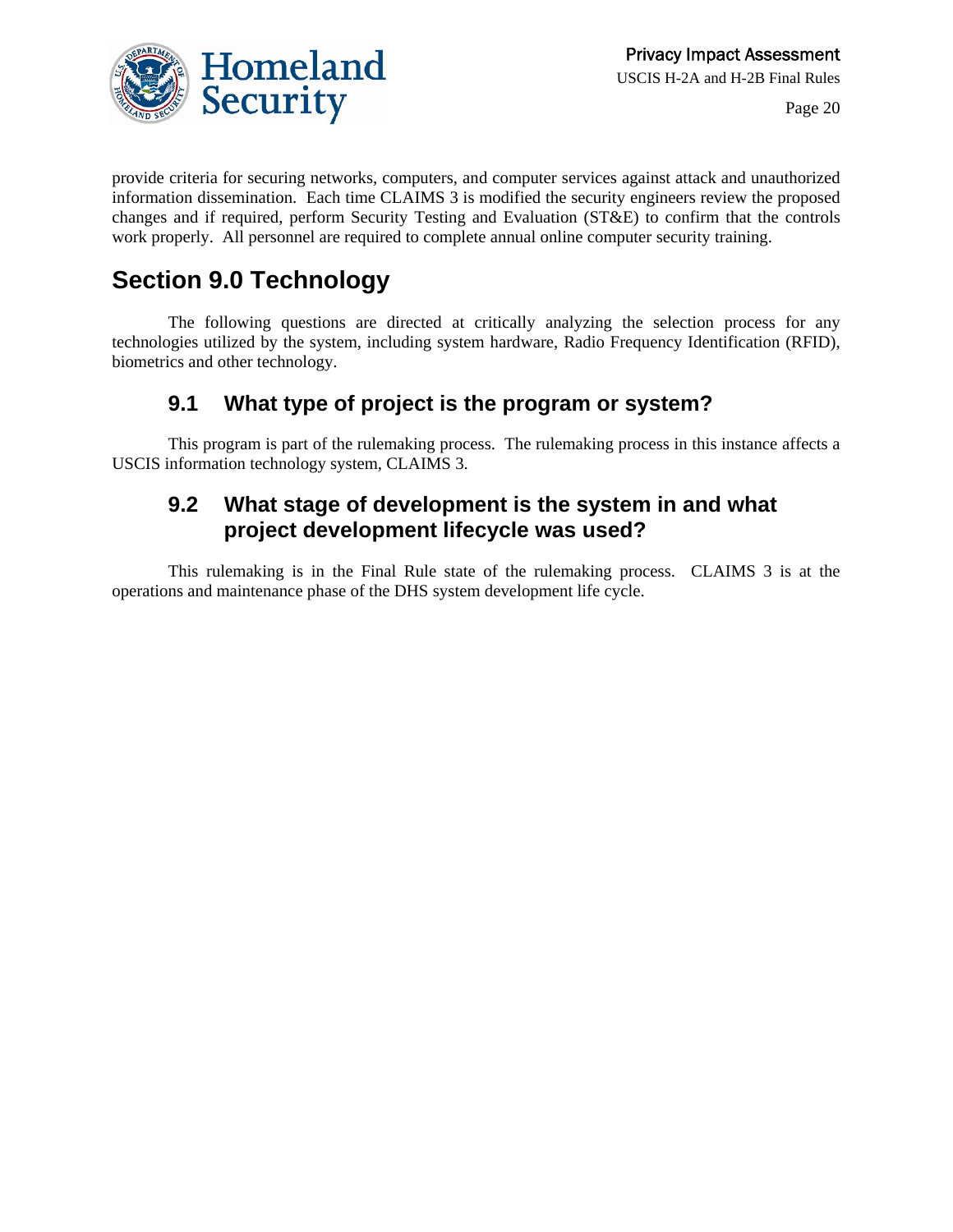provide criteria for securing networks, computers, and computer services against attack and unauthorized information dissemination. Each time CLAIMS 3 is modified the security engineers review the proposed changes and if required, perform Security Testing and Evaluation (ST&E) to confirm that the controls work properly. All personnel are required to complete annual online computer security training.

# Section 9.0 Technology

The following questions are directed at critically analyzing the selection process for any technologies utilized by the system, including system hardware, Radio Frequency Identification (RFID), biometrics and other technology.

## 9.1 What type of project is the program or system?

This program is part of the rulemaking process. The rulemaking process in this instance affects a USCIS information technology system, CLAIMS 3.

## 9.2 What stage of development is the system in and what project development lifecycle was used?

This rulemaking is in the Final Rule state of the rulemaking process. CLAIMS 3 is at the operations and maintenance phase of the DHS system development life cycle.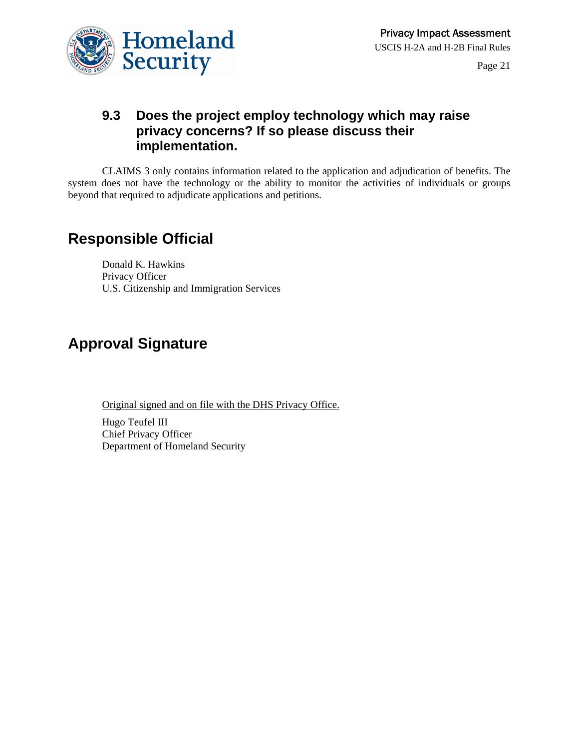### 9.3 Does the project employ technology which may raise privacy concerns? If so please discuss their implementation.

CLAIMS 3 only contains information related to the application and adjudication of benefits. The system does not have the technology or the ability to monitor the activities of individuals or groups beyond that required to adjudicate applications and petitions.

## Responsible Official

Donald K. Hawkins
Privacy Officer
U.S. Citizenship and Immigration Services

## Approval Signature

Original signed and on file with the DHS Privacy Office.

Hugo Teufel III
Chief Privacy Officer
Department of Homeland Security